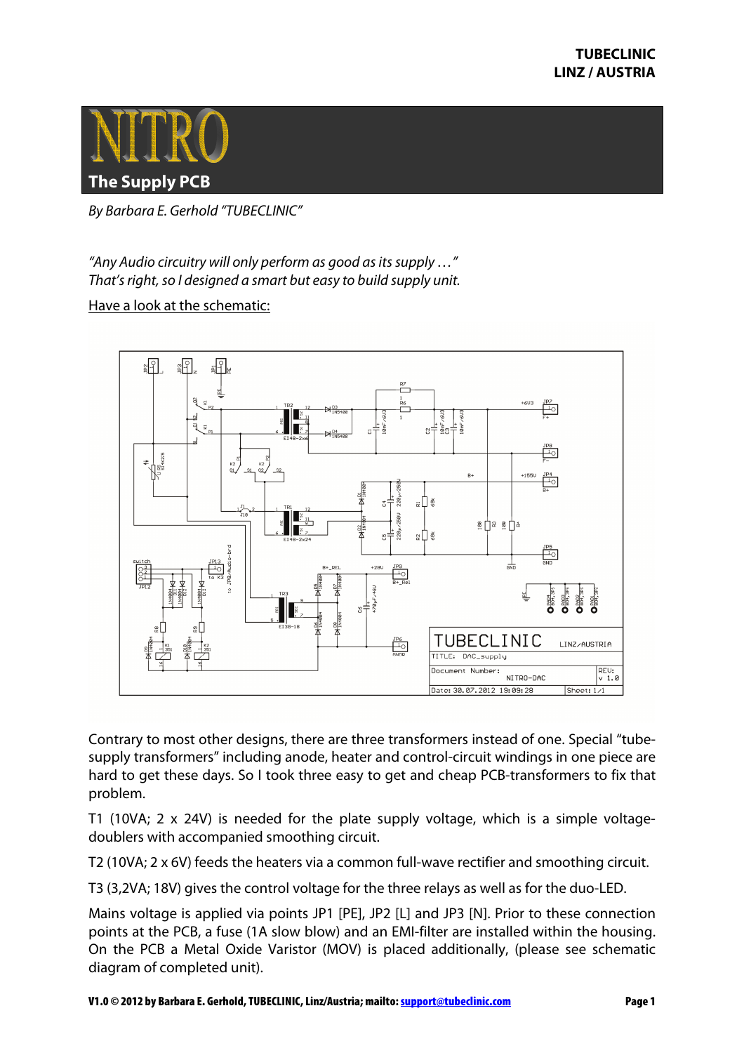# NITRO

## The Supply PCB

*By Barbara E. Gerhold "TUBECLINIC"*

*"Any Audio circuitry will only perform as good as its supply …"*
*That's right, so I designed a smart but easy to build supply unit.*

Have a look at the schematic:

Contrary to most other designs, there are three transformers instead of one. Special "tube-supply transformers" including anode, heater and control-circuit windings in one piece are hard to get these days. So I took three easy to get and cheap PCB-transformers to fix that problem.

T1 (10VA; 2 x 24V) is needed for the plate supply voltage, which is a simple voltage-doublers with accompanied smoothing circuit.

T2 (10VA; 2 x 6V) feeds the heaters via a common full-wave rectifier and smoothing circuit.

T3 (3,2VA; 18V) gives the control voltage for the three relays as well as for the duo-LED.

Mains voltage is applied via points JP1 [PE], JP2 [L] and JP3 [N]. Prior to these connection points at the PCB, a fuse (1A slow blow) and an EMI-filter are installed within the housing. On the PCB a Metal Oxide Varistor (MOV) is placed additionally, (please see schematic diagram of completed unit).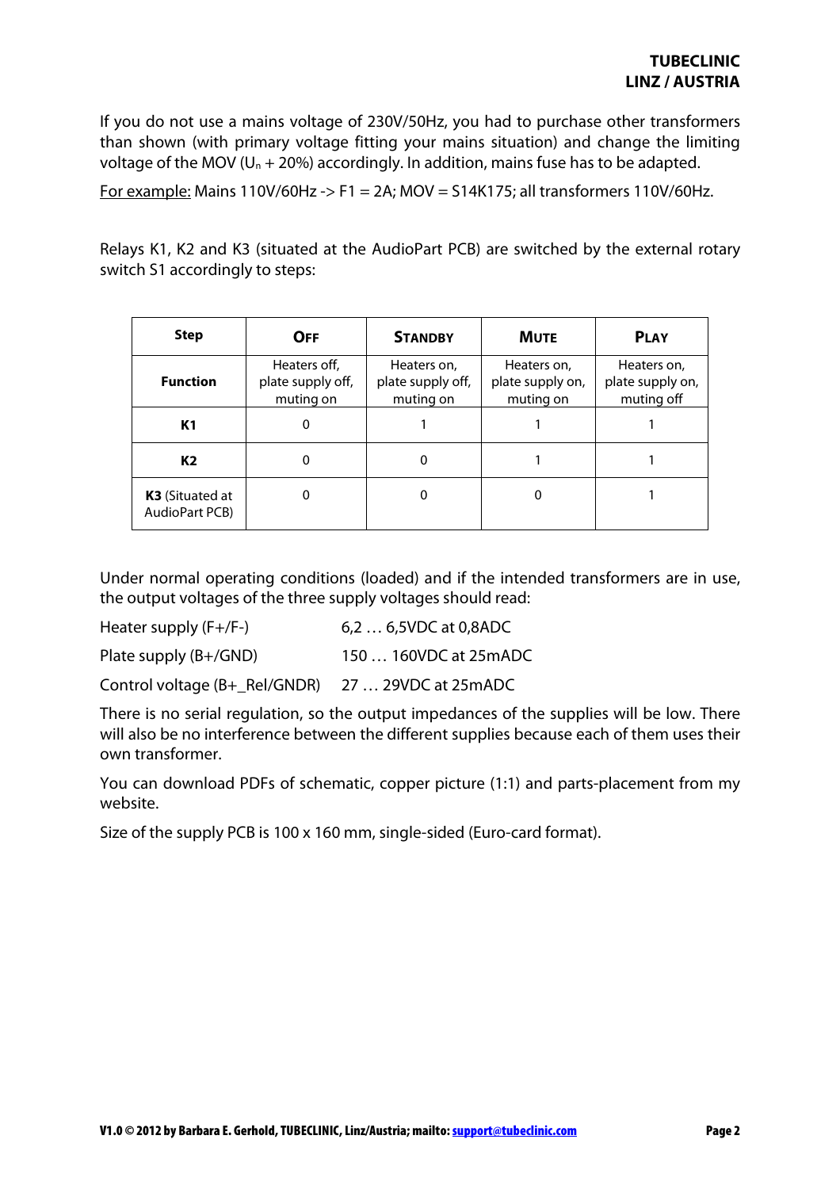If you do not use a mains voltage of 230V/50Hz, you had to purchase other transformers than shown (with primary voltage fitting your mains situation) and change the limiting voltage of the MOV ($U_n$ + 20%) accordingly. In addition, mains fuse has to be adapted.

For example: Mains 110V/60Hz -> F1 = 2A; MOV = S14K175; all transformers 110V/60Hz.

Relays K1, K2 and K3 (situated at the AudioPart PCB) are switched by the external rotary switch S1 accordingly to steps:

| **Step** | **Off** | **Standby** | **Mute** | **Play** |
|---|---|---|---|---|
| **Function** | Heaters off, plate supply off, muting on | Heaters on, plate supply off, muting on | Heaters on, plate supply on, muting on | Heaters on, plate supply on, muting off |
| **K1** | 0 | 1 | 1 | 1 |
| **K2** | 0 | 0 | 1 | 1 |
| **K3** (Situated at AudioPart PCB) | 0 | 0 | 0 | 1 |

Under normal operating conditions (loaded) and if the intended transformers are in use, the output voltages of the three supply voltages should read:

Heater supply (F+/F-) 6,2 … 6,5VDC at 0,8ADC

Plate supply (B+/GND) 150 … 160VDC at 25mADC

Control voltage (B+_Rel/GNDR) 27 … 29VDC at 25mADC

There is no serial regulation, so the output impedances of the supplies will be low. There will also be no interference between the different supplies because each of them uses their own transformer.

You can download PDFs of schematic, copper picture (1:1) and parts-placement from my website.

Size of the supply PCB is 100 x 160 mm, single-sided (Euro-card format).